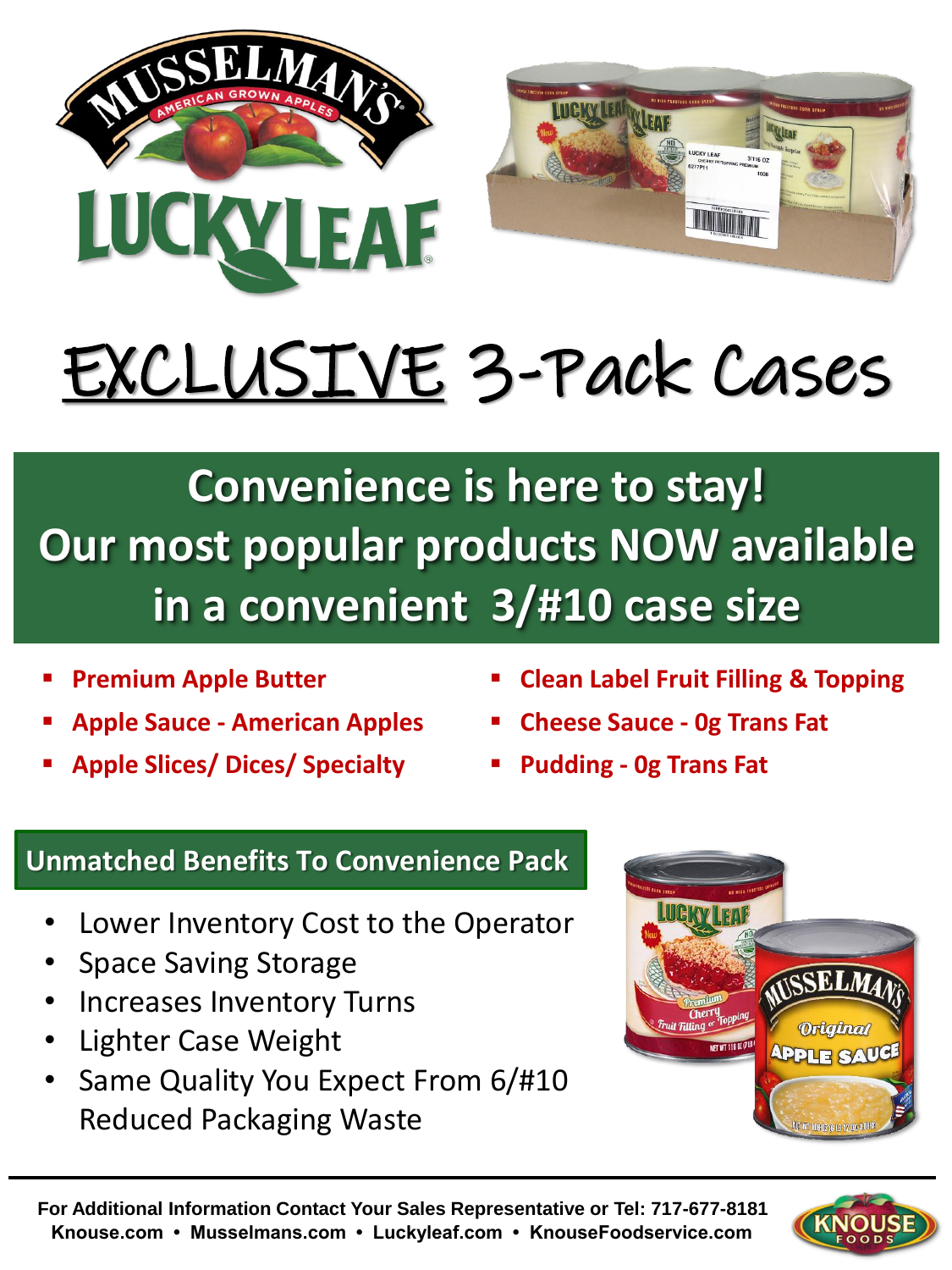# EXCLUSIVE 3-Pack Cases

## Convenience is here to stay! Our most popular products NOW available in a convenient 3/#10 case size

- **Premium Apple Butter**
- **Apple Sauce - American Apples**
- **Apple Slices/ Dices/ Specialty**
- **Clean Label Fruit Filling & Topping**
- **Cheese Sauce - 0g Trans Fat**
- **Pudding - 0g Trans Fat**

### Unmatched Benefits To Convenience Pack

- Lower Inventory Cost to the Operator
- Space Saving Storage
- Increases Inventory Turns
- Lighter Case Weight
- Same Quality You Expect From 6/#10 Reduced Packaging Waste

**For Additional Information Contact Your Sales Representative or Tel: 717-677-8181**
**Knouse.com • Musselmans.com • Luckyleaf.com • KnouseFoodservice.com**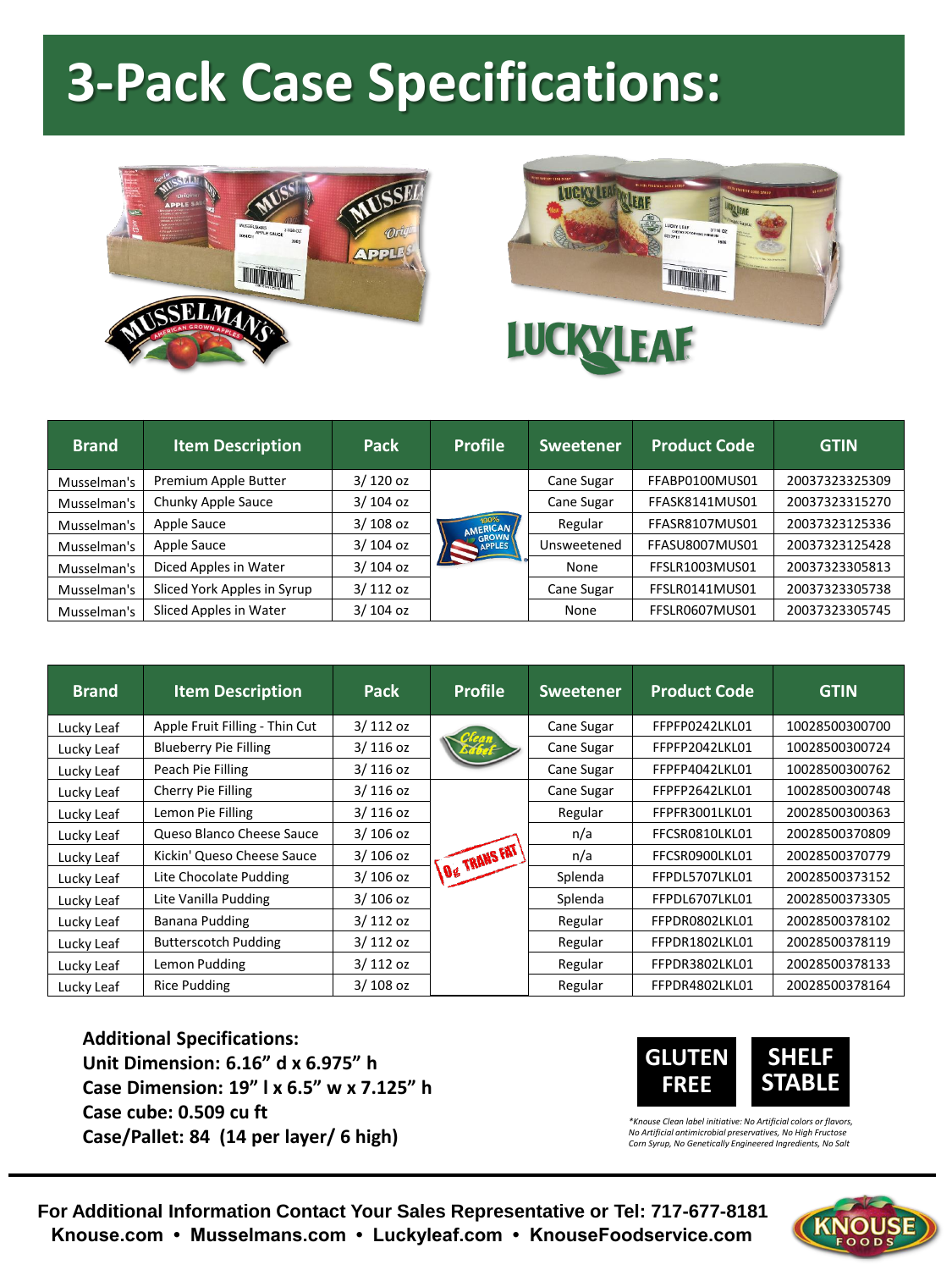# 3-Pack Case Specifications:

| Brand | Item Description | Pack | Profile | Sweetener | Product Code | GTIN |
|---|---|---|---|---|---|---|
| Musselman's | Premium Apple Butter | 3/ 120 oz | 100% AMERICAN GROWN APPLES | Cane Sugar | FFABP0100MUS01 | 20037323325309 |
| Musselman's | Chunky Apple Sauce | 3/ 104 oz | | Cane Sugar | FFASK8141MUS01 | 20037323315270 |
| Musselman's | Apple Sauce | 3/ 108 oz | | Regular | FFASR8107MUS01 | 20037323125336 |
| Musselman's | Apple Sauce | 3/ 104 oz | | Unsweetened | FFASU8007MUS01 | 20037323125428 |
| Musselman's | Diced Apples in Water | 3/ 104 oz | | None | FFSLR1003MUS01 | 20037323305813 |
| Musselman's | Sliced York Apples in Syrup | 3/ 112 oz | | Cane Sugar | FFSLR0141MUS01 | 20037323305738 |
| Musselman's | Sliced Apples in Water | 3/ 104 oz | | None | FFSLR0607MUS01 | 20037323305745 |

| Brand | Item Description | Pack | Profile | Sweetener | Product Code | GTIN |
|---|---|---|---|---|---|---|
| Lucky Leaf | Apple Fruit Filling - Thin Cut | 3/ 112 oz | Clean Label | Cane Sugar | FFPFP0242LKL01 | 10028500300700 |
| Lucky Leaf | Blueberry Pie Filling | 3/ 116 oz | | Cane Sugar | FFPFP2042LKL01 | 10028500300724 |
| Lucky Leaf | Peach Pie Filling | 3/ 116 oz | | Cane Sugar | FFPFP4042LKL01 | 10028500300762 |
| Lucky Leaf | Cherry Pie Filling | 3/ 116 oz | 0g TRANS FAT | Cane Sugar | FFPFP2642LKL01 | 10028500300748 |
| Lucky Leaf | Lemon Pie Filling | 3/ 116 oz | | Regular | FFPFR3001LKL01 | 20028500300363 |
| Lucky Leaf | Queso Blanco Cheese Sauce | 3/ 106 oz | | n/a | FFCSR0810LKL01 | 20028500370809 |
| Lucky Leaf | Kickin' Queso Cheese Sauce | 3/ 106 oz | | n/a | FFCSR0900LKL01 | 20028500370779 |
| Lucky Leaf | Lite Chocolate Pudding | 3/ 106 oz | | Splenda | FFPDL5707LKL01 | 20028500373152 |
| Lucky Leaf | Lite Vanilla Pudding | 3/ 106 oz | | Splenda | FFPDL6707LKL01 | 20028500373305 |
| Lucky Leaf | Banana Pudding | 3/ 112 oz | | Regular | FFPDR0802LKL01 | 20028500378102 |
| Lucky Leaf | Butterscotch Pudding | 3/ 112 oz | | Regular | FFPDR1802LKL01 | 20028500378119 |
| Lucky Leaf | Lemon Pudding | 3/ 112 oz | | Regular | FFPDR3802LKL01 | 20028500378133 |
| Lucky Leaf | Rice Pudding | 3/ 108 oz | | Regular | FFPDR4802LKL01 | 20028500378164 |

**Additional Specifications:**
**Unit Dimension: 6.16" d x 6.975" h**
**Case Dimension: 19" l x 6.5" w x 7.125" h**
**Case cube: 0.509 cu ft**
**Case/Pallet: 84 (14 per layer/ 6 high)**

**GLUTEN FREE** **SHELF STABLE**

*\*Knouse Clean label initiative: No Artificial colors or flavors, No Artificial antimicrobial preservatives, No High Fructose Corn Syrup, No Genetically Engineered Ingredients, No Salt*

**For Additional Information Contact Your Sales Representative or Tel: 717-677-8181**
**Knouse.com • Musselmans.com • Luckyleaf.com • KnouseFoodservice.com**